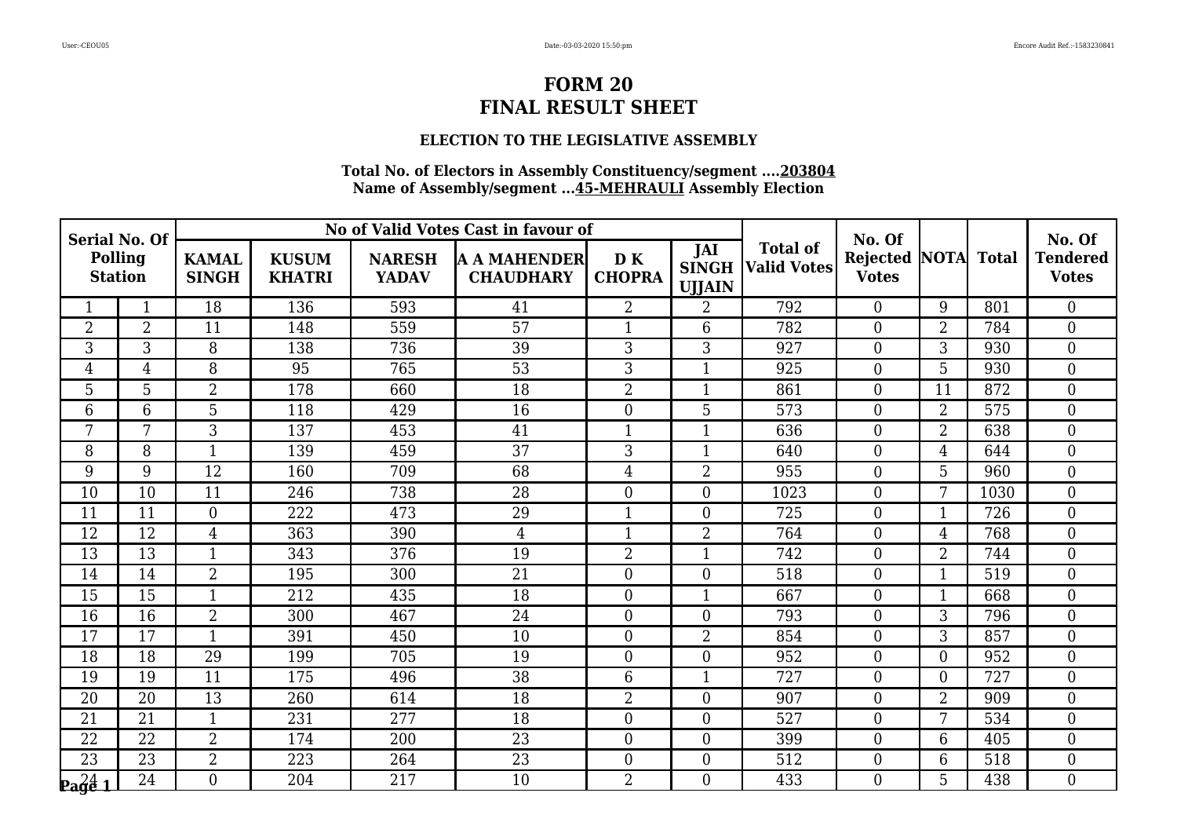# FORM 20
# FINAL RESULT SHEET

### ELECTION TO THE LEGISLATIVE ASSEMBLY

**Total No. of Electors in Assembly Constituency/segment ....203804**
**Name of Assembly/segment ...45-MEHRAULI Assembly Election**

| Serial No. Of Polling Station | | No of Valid Votes Cast in favour of | | | | | | Total of Valid Votes | No. Of Rejected Votes | NOTA | Total | No. Of Tendered Votes |
|---|---|---|---|---|---|---|---|---|---|---|---|---|
| | | KAMAL SINGH | KUSUM KHATRI | NARESH YADAV | A A MAHENDER CHAUDHARY | D K CHOPRA | JAI SINGH UJJAIN | | | | | |
| 1 | 1 | 18 | 136 | 593 | 41 | 2 | 2 | 792 | 0 | 9 | 801 | 0 |
| 2 | 2 | 11 | 148 | 559 | 57 | 1 | 6 | 782 | 0 | 2 | 784 | 0 |
| 3 | 3 | 8 | 138 | 736 | 39 | 3 | 3 | 927 | 0 | 3 | 930 | 0 |
| 4 | 4 | 8 | 95 | 765 | 53 | 3 | 1 | 925 | 0 | 5 | 930 | 0 |
| 5 | 5 | 2 | 178 | 660 | 18 | 2 | 1 | 861 | 0 | 11 | 872 | 0 |
| 6 | 6 | 5 | 118 | 429 | 16 | 0 | 5 | 573 | 0 | 2 | 575 | 0 |
| 7 | 7 | 3 | 137 | 453 | 41 | 1 | 1 | 636 | 0 | 2 | 638 | 0 |
| 8 | 8 | 1 | 139 | 459 | 37 | 3 | 1 | 640 | 0 | 4 | 644 | 0 |
| 9 | 9 | 12 | 160 | 709 | 68 | 4 | 2 | 955 | 0 | 5 | 960 | 0 |
| 10 | 10 | 11 | 246 | 738 | 28 | 0 | 0 | 1023 | 0 | 7 | 1030 | 0 |
| 11 | 11 | 0 | 222 | 473 | 29 | 1 | 0 | 725 | 0 | 1 | 726 | 0 |
| 12 | 12 | 4 | 363 | 390 | 4 | 1 | 2 | 764 | 0 | 4 | 768 | 0 |
| 13 | 13 | 1 | 343 | 376 | 19 | 2 | 1 | 742 | 0 | 2 | 744 | 0 |
| 14 | 14 | 2 | 195 | 300 | 21 | 0 | 0 | 518 | 0 | 1 | 519 | 0 |
| 15 | 15 | 1 | 212 | 435 | 18 | 0 | 1 | 667 | 0 | 1 | 668 | 0 |
| 16 | 16 | 2 | 300 | 467 | 24 | 0 | 0 | 793 | 0 | 3 | 796 | 0 |
| 17 | 17 | 1 | 391 | 450 | 10 | 0 | 2 | 854 | 0 | 3 | 857 | 0 |
| 18 | 18 | 29 | 199 | 705 | 19 | 0 | 0 | 952 | 0 | 0 | 952 | 0 |
| 19 | 19 | 11 | 175 | 496 | 38 | 6 | 1 | 727 | 0 | 0 | 727 | 0 |
| 20 | 20 | 13 | 260 | 614 | 18 | 2 | 0 | 907 | 0 | 2 | 909 | 0 |
| 21 | 21 | 1 | 231 | 277 | 18 | 0 | 0 | 527 | 0 | 7 | 534 | 0 |
| 22 | 22 | 2 | 174 | 200 | 23 | 0 | 0 | 399 | 0 | 6 | 405 | 0 |
| 23 | 23 | 2 | 223 | 264 | 23 | 0 | 0 | 512 | 0 | 6 | 518 | 0 |
| 24 | 24 | 0 | 204 | 217 | 10 | 2 | 0 | 433 | 0 | 5 | 438 | 0 |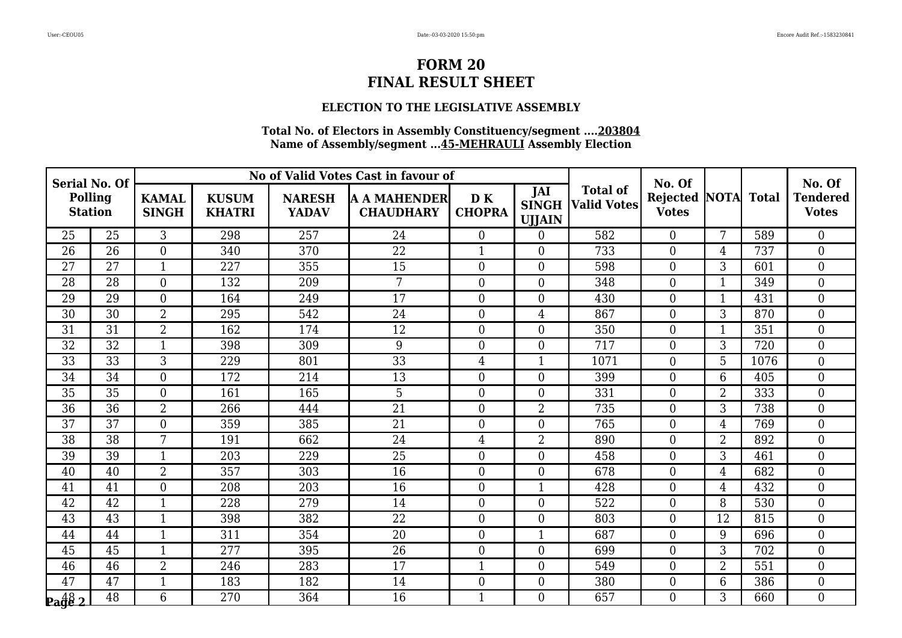# FORM 20
# FINAL RESULT SHEET

### ELECTION TO THE LEGISLATIVE ASSEMBLY

**Total No. of Electors in Assembly Constituency/segment ....203804**
**Name of Assembly/segment ...45-MEHRAULI Assembly Election**

| Serial No. Of Polling Station | | No of Valid Votes Cast in favour of | | | | | | Total of Valid Votes | No. Of Rejected Votes | NOTA | Total | No. Of Tendered Votes |
|---|---|---|---|---|---|---|---|---|---|---|---|---|
| | | KAMAL SINGH | KUSUM KHATRI | NARESH YADAV | A A MAHENDER CHAUDHARY | D K CHOPRA | JAI SINGH UJJAIN | | | | | |
| 25 | 25 | 3 | 298 | 257 | 24 | 0 | 0 | 582 | 0 | 7 | 589 | 0 |
| 26 | 26 | 0 | 340 | 370 | 22 | 1 | 0 | 733 | 0 | 4 | 737 | 0 |
| 27 | 27 | 1 | 227 | 355 | 15 | 0 | 0 | 598 | 0 | 3 | 601 | 0 |
| 28 | 28 | 0 | 132 | 209 | 7 | 0 | 0 | 348 | 0 | 1 | 349 | 0 |
| 29 | 29 | 0 | 164 | 249 | 17 | 0 | 0 | 430 | 0 | 1 | 431 | 0 |
| 30 | 30 | 2 | 295 | 542 | 24 | 0 | 4 | 867 | 0 | 3 | 870 | 0 |
| 31 | 31 | 2 | 162 | 174 | 12 | 0 | 0 | 350 | 0 | 1 | 351 | 0 |
| 32 | 32 | 1 | 398 | 309 | 9 | 0 | 0 | 717 | 0 | 3 | 720 | 0 |
| 33 | 33 | 3 | 229 | 801 | 33 | 4 | 1 | 1071 | 0 | 5 | 1076 | 0 |
| 34 | 34 | 0 | 172 | 214 | 13 | 0 | 0 | 399 | 0 | 6 | 405 | 0 |
| 35 | 35 | 0 | 161 | 165 | 5 | 0 | 0 | 331 | 0 | 2 | 333 | 0 |
| 36 | 36 | 2 | 266 | 444 | 21 | 0 | 2 | 735 | 0 | 3 | 738 | 0 |
| 37 | 37 | 0 | 359 | 385 | 21 | 0 | 0 | 765 | 0 | 4 | 769 | 0 |
| 38 | 38 | 7 | 191 | 662 | 24 | 4 | 2 | 890 | 0 | 2 | 892 | 0 |
| 39 | 39 | 1 | 203 | 229 | 25 | 0 | 0 | 458 | 0 | 3 | 461 | 0 |
| 40 | 40 | 2 | 357 | 303 | 16 | 0 | 0 | 678 | 0 | 4 | 682 | 0 |
| 41 | 41 | 0 | 208 | 203 | 16 | 0 | 1 | 428 | 0 | 4 | 432 | 0 |
| 42 | 42 | 1 | 228 | 279 | 14 | 0 | 0 | 522 | 0 | 8 | 530 | 0 |
| 43 | 43 | 1 | 398 | 382 | 22 | 0 | 0 | 803 | 0 | 12 | 815 | 0 |
| 44 | 44 | 1 | 311 | 354 | 20 | 0 | 1 | 687 | 0 | 9 | 696 | 0 |
| 45 | 45 | 1 | 277 | 395 | 26 | 0 | 0 | 699 | 0 | 3 | 702 | 0 |
| 46 | 46 | 2 | 246 | 283 | 17 | 1 | 0 | 549 | 0 | 2 | 551 | 0 |
| 47 | 47 | 1 | 183 | 182 | 14 | 0 | 0 | 380 | 0 | 6 | 386 | 0 |
| 48 | 48 | 6 | 270 | 364 | 16 | 1 | 0 | 657 | 0 | 3 | 660 | 0 |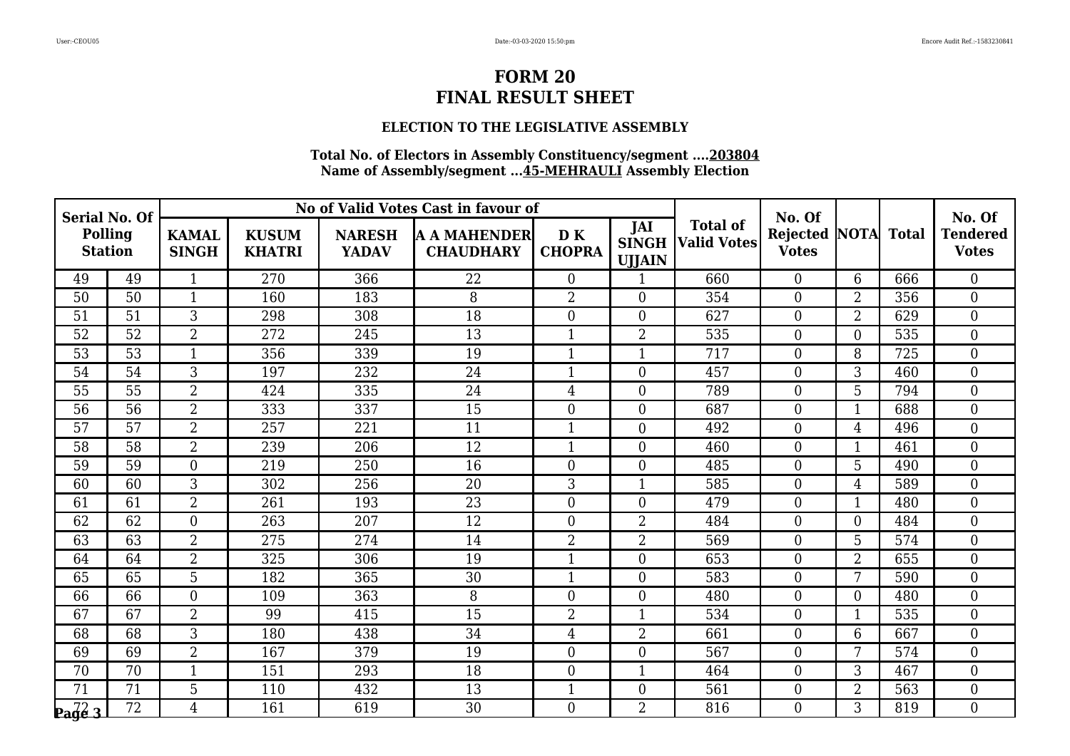# FORM 20
# FINAL RESULT SHEET

### ELECTION TO THE LEGISLATIVE ASSEMBLY

**Total No. of Electors in Assembly Constituency/segment ....203804**
**Name of Assembly/segment ...45-MEHRAULI Assembly Election**

| Serial No. Of Polling Station | | No of Valid Votes Cast in favour of | | | | | | Total of Valid Votes | No. Of Rejected Votes | NOTA | Total | No. Of Tendered Votes |
|---|---|---|---|---|---|---|---|---|---|---|---|---|
| | | KAMAL SINGH | KUSUM KHATRI | NARESH YADAV | A A MAHENDER CHAUDHARY | D K CHOPRA | JAI SINGH UJJAIN | | | | | |
| 49 | 49 | 1 | 270 | 366 | 22 | 0 | 1 | 660 | 0 | 6 | 666 | 0 |
| 50 | 50 | 1 | 160 | 183 | 8 | 2 | 0 | 354 | 0 | 2 | 356 | 0 |
| 51 | 51 | 3 | 298 | 308 | 18 | 0 | 0 | 627 | 0 | 2 | 629 | 0 |
| 52 | 52 | 2 | 272 | 245 | 13 | 1 | 2 | 535 | 0 | 0 | 535 | 0 |
| 53 | 53 | 1 | 356 | 339 | 19 | 1 | 1 | 717 | 0 | 8 | 725 | 0 |
| 54 | 54 | 3 | 197 | 232 | 24 | 1 | 0 | 457 | 0 | 3 | 460 | 0 |
| 55 | 55 | 2 | 424 | 335 | 24 | 4 | 0 | 789 | 0 | 5 | 794 | 0 |
| 56 | 56 | 2 | 333 | 337 | 15 | 0 | 0 | 687 | 0 | 1 | 688 | 0 |
| 57 | 57 | 2 | 257 | 221 | 11 | 1 | 0 | 492 | 0 | 4 | 496 | 0 |
| 58 | 58 | 2 | 239 | 206 | 12 | 1 | 0 | 460 | 0 | 1 | 461 | 0 |
| 59 | 59 | 0 | 219 | 250 | 16 | 0 | 0 | 485 | 0 | 5 | 490 | 0 |
| 60 | 60 | 3 | 302 | 256 | 20 | 3 | 1 | 585 | 0 | 4 | 589 | 0 |
| 61 | 61 | 2 | 261 | 193 | 23 | 0 | 0 | 479 | 0 | 1 | 480 | 0 |
| 62 | 62 | 0 | 263 | 207 | 12 | 0 | 2 | 484 | 0 | 0 | 484 | 0 |
| 63 | 63 | 2 | 275 | 274 | 14 | 2 | 2 | 569 | 0 | 5 | 574 | 0 |
| 64 | 64 | 2 | 325 | 306 | 19 | 1 | 0 | 653 | 0 | 2 | 655 | 0 |
| 65 | 65 | 5 | 182 | 365 | 30 | 1 | 0 | 583 | 0 | 7 | 590 | 0 |
| 66 | 66 | 0 | 109 | 363 | 8 | 0 | 0 | 480 | 0 | 0 | 480 | 0 |
| 67 | 67 | 2 | 99 | 415 | 15 | 2 | 1 | 534 | 0 | 1 | 535 | 0 |
| 68 | 68 | 3 | 180 | 438 | 34 | 4 | 2 | 661 | 0 | 6 | 667 | 0 |
| 69 | 69 | 2 | 167 | 379 | 19 | 0 | 0 | 567 | 0 | 7 | 574 | 0 |
| 70 | 70 | 1 | 151 | 293 | 18 | 0 | 1 | 464 | 0 | 3 | 467 | 0 |
| 71 | 71 | 5 | 110 | 432 | 13 | 1 | 0 | 561 | 0 | 2 | 563 | 0 |
| 72 | 72 | 4 | 161 | 619 | 30 | 0 | 2 | 816 | 0 | 3 | 819 | 0 |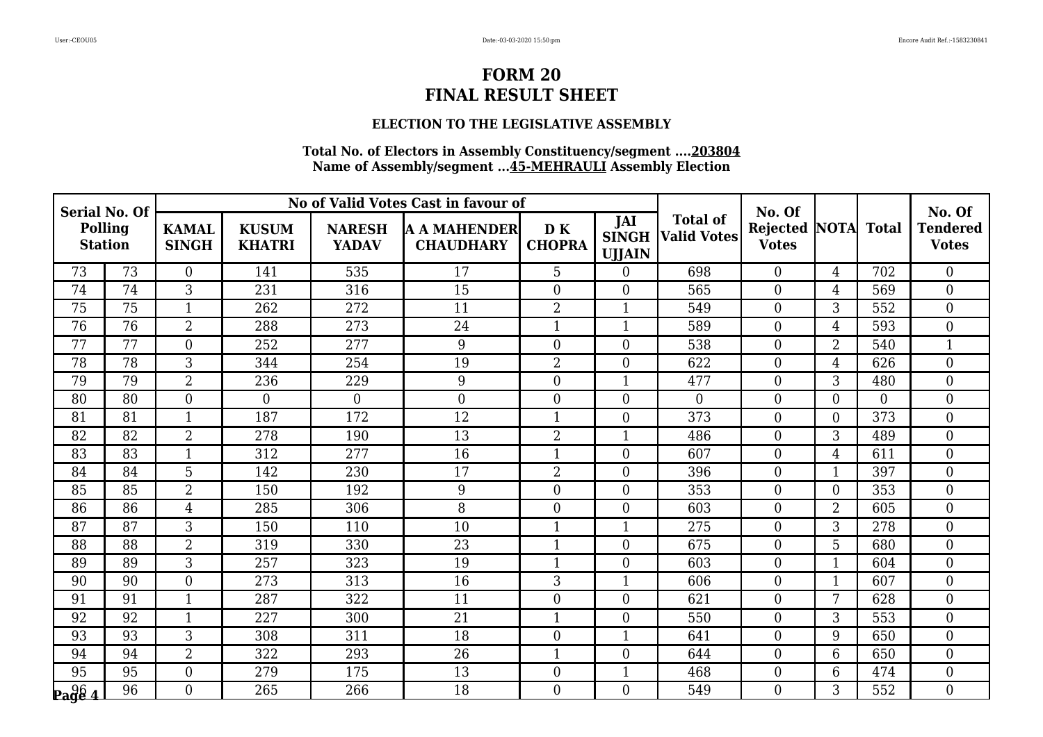# FORM 20
# FINAL RESULT SHEET

### ELECTION TO THE LEGISLATIVE ASSEMBLY

**Total No. of Electors in Assembly Constituency/segment ....203804**
**Name of Assembly/segment ...45-MEHRAULI Assembly Election**

| Serial No. Of Polling Station | | No of Valid Votes Cast in favour of | | | | | | Total of Valid Votes | No. Of Rejected Votes | NOTA | Total | No. Of Tendered Votes |
|---|---|---|---|---|---|---|---|---|---|---|---|---|
| | | KAMAL SINGH | KUSUM KHATRI | NARESH YADAV | A A MAHENDER CHAUDHARY | D K CHOPRA | JAI SINGH UJJAIN | | | | | |
| 73 | 73 | 0 | 141 | 535 | 17 | 5 | 0 | 698 | 0 | 4 | 702 | 0 |
| 74 | 74 | 3 | 231 | 316 | 15 | 0 | 0 | 565 | 0 | 4 | 569 | 0 |
| 75 | 75 | 1 | 262 | 272 | 11 | 2 | 1 | 549 | 0 | 3 | 552 | 0 |
| 76 | 76 | 2 | 288 | 273 | 24 | 1 | 1 | 589 | 0 | 4 | 593 | 0 |
| 77 | 77 | 0 | 252 | 277 | 9 | 0 | 0 | 538 | 0 | 2 | 540 | 1 |
| 78 | 78 | 3 | 344 | 254 | 19 | 2 | 0 | 622 | 0 | 4 | 626 | 0 |
| 79 | 79 | 2 | 236 | 229 | 9 | 0 | 1 | 477 | 0 | 3 | 480 | 0 |
| 80 | 80 | 0 | 0 | 0 | 0 | 0 | 0 | 0 | 0 | 0 | 0 | 0 |
| 81 | 81 | 1 | 187 | 172 | 12 | 1 | 0 | 373 | 0 | 0 | 373 | 0 |
| 82 | 82 | 2 | 278 | 190 | 13 | 2 | 1 | 486 | 0 | 3 | 489 | 0 |
| 83 | 83 | 1 | 312 | 277 | 16 | 1 | 0 | 607 | 0 | 4 | 611 | 0 |
| 84 | 84 | 5 | 142 | 230 | 17 | 2 | 0 | 396 | 0 | 1 | 397 | 0 |
| 85 | 85 | 2 | 150 | 192 | 9 | 0 | 0 | 353 | 0 | 0 | 353 | 0 |
| 86 | 86 | 4 | 285 | 306 | 8 | 0 | 0 | 603 | 0 | 2 | 605 | 0 |
| 87 | 87 | 3 | 150 | 110 | 10 | 1 | 1 | 275 | 0 | 3 | 278 | 0 |
| 88 | 88 | 2 | 319 | 330 | 23 | 1 | 0 | 675 | 0 | 5 | 680 | 0 |
| 89 | 89 | 3 | 257 | 323 | 19 | 1 | 0 | 603 | 0 | 1 | 604 | 0 |
| 90 | 90 | 0 | 273 | 313 | 16 | 3 | 1 | 606 | 0 | 1 | 607 | 0 |
| 91 | 91 | 1 | 287 | 322 | 11 | 0 | 0 | 621 | 0 | 7 | 628 | 0 |
| 92 | 92 | 1 | 227 | 300 | 21 | 1 | 0 | 550 | 0 | 3 | 553 | 0 |
| 93 | 93 | 3 | 308 | 311 | 18 | 0 | 1 | 641 | 0 | 9 | 650 | 0 |
| 94 | 94 | 2 | 322 | 293 | 26 | 1 | 0 | 644 | 0 | 6 | 650 | 0 |
| 95 | 95 | 0 | 279 | 175 | 13 | 0 | 1 | 468 | 0 | 6 | 474 | 0 |
| 96 | 96 | 0 | 265 | 266 | 18 | 0 | 0 | 549 | 0 | 3 | 552 | 0 |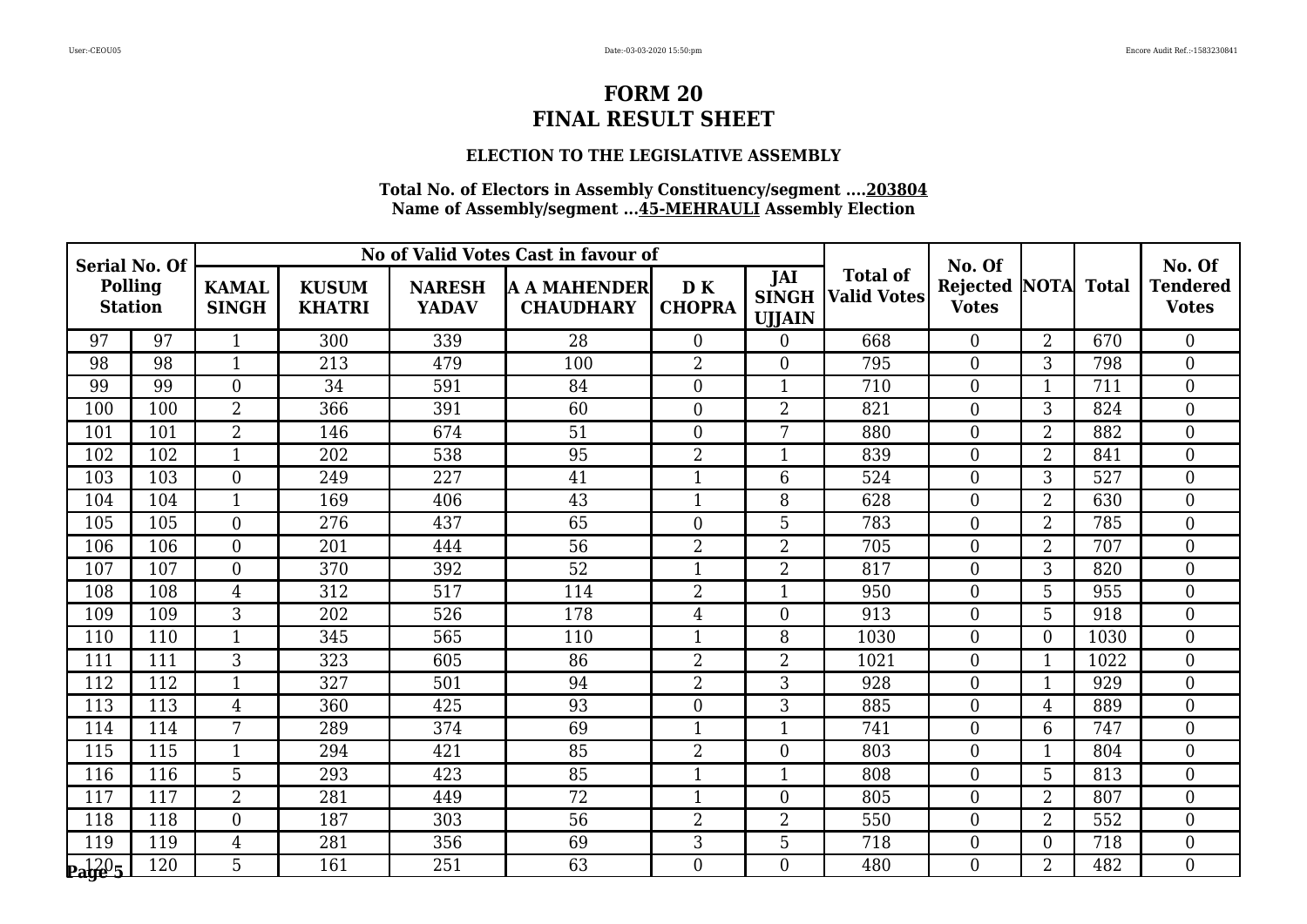# FORM 20
# FINAL RESULT SHEET

### ELECTION TO THE LEGISLATIVE ASSEMBLY

**Total No. of Electors in Assembly Constituency/segment ....203804**
**Name of Assembly/segment ...45-MEHRAULI Assembly Election**

| Serial No. Of Polling Station | | No of Valid Votes Cast in favour of | | | | | | Total of Valid Votes | No. Of Rejected Votes | NOTA | Total | No. Of Tendered Votes |
|---|---|---|---|---|---|---|---|---|---|---|---|---|
| | | KAMAL SINGH | KUSUM KHATRI | NARESH YADAV | A A MAHENDER CHAUDHARY | D K CHOPRA | JAI SINGH UJJAIN | | | | | |
| 97 | 97 | 1 | 300 | 339 | 28 | 0 | 0 | 668 | 0 | 2 | 670 | 0 |
| 98 | 98 | 1 | 213 | 479 | 100 | 2 | 0 | 795 | 0 | 3 | 798 | 0 |
| 99 | 99 | 0 | 34 | 591 | 84 | 0 | 1 | 710 | 0 | 1 | 711 | 0 |
| 100 | 100 | 2 | 366 | 391 | 60 | 0 | 2 | 821 | 0 | 3 | 824 | 0 |
| 101 | 101 | 2 | 146 | 674 | 51 | 0 | 7 | 880 | 0 | 2 | 882 | 0 |
| 102 | 102 | 1 | 202 | 538 | 95 | 2 | 1 | 839 | 0 | 2 | 841 | 0 |
| 103 | 103 | 0 | 249 | 227 | 41 | 1 | 6 | 524 | 0 | 3 | 527 | 0 |
| 104 | 104 | 1 | 169 | 406 | 43 | 1 | 8 | 628 | 0 | 2 | 630 | 0 |
| 105 | 105 | 0 | 276 | 437 | 65 | 0 | 5 | 783 | 0 | 2 | 785 | 0 |
| 106 | 106 | 0 | 201 | 444 | 56 | 2 | 2 | 705 | 0 | 2 | 707 | 0 |
| 107 | 107 | 0 | 370 | 392 | 52 | 1 | 2 | 817 | 0 | 3 | 820 | 0 |
| 108 | 108 | 4 | 312 | 517 | 114 | 2 | 1 | 950 | 0 | 5 | 955 | 0 |
| 109 | 109 | 3 | 202 | 526 | 178 | 4 | 0 | 913 | 0 | 5 | 918 | 0 |
| 110 | 110 | 1 | 345 | 565 | 110 | 1 | 8 | 1030 | 0 | 0 | 1030 | 0 |
| 111 | 111 | 3 | 323 | 605 | 86 | 2 | 2 | 1021 | 0 | 1 | 1022 | 0 |
| 112 | 112 | 1 | 327 | 501 | 94 | 2 | 3 | 928 | 0 | 1 | 929 | 0 |
| 113 | 113 | 4 | 360 | 425 | 93 | 0 | 3 | 885 | 0 | 4 | 889 | 0 |
| 114 | 114 | 7 | 289 | 374 | 69 | 1 | 1 | 741 | 0 | 6 | 747 | 0 |
| 115 | 115 | 1 | 294 | 421 | 85 | 2 | 0 | 803 | 0 | 1 | 804 | 0 |
| 116 | 116 | 5 | 293 | 423 | 85 | 1 | 1 | 808 | 0 | 5 | 813 | 0 |
| 117 | 117 | 2 | 281 | 449 | 72 | 1 | 0 | 805 | 0 | 2 | 807 | 0 |
| 118 | 118 | 0 | 187 | 303 | 56 | 2 | 2 | 550 | 0 | 2 | 552 | 0 |
| 119 | 119 | 4 | 281 | 356 | 69 | 3 | 5 | 718 | 0 | 0 | 718 | 0 |
| 120 | 120 | 5 | 161 | 251 | 63 | 0 | 0 | 480 | 0 | 2 | 482 | 0 |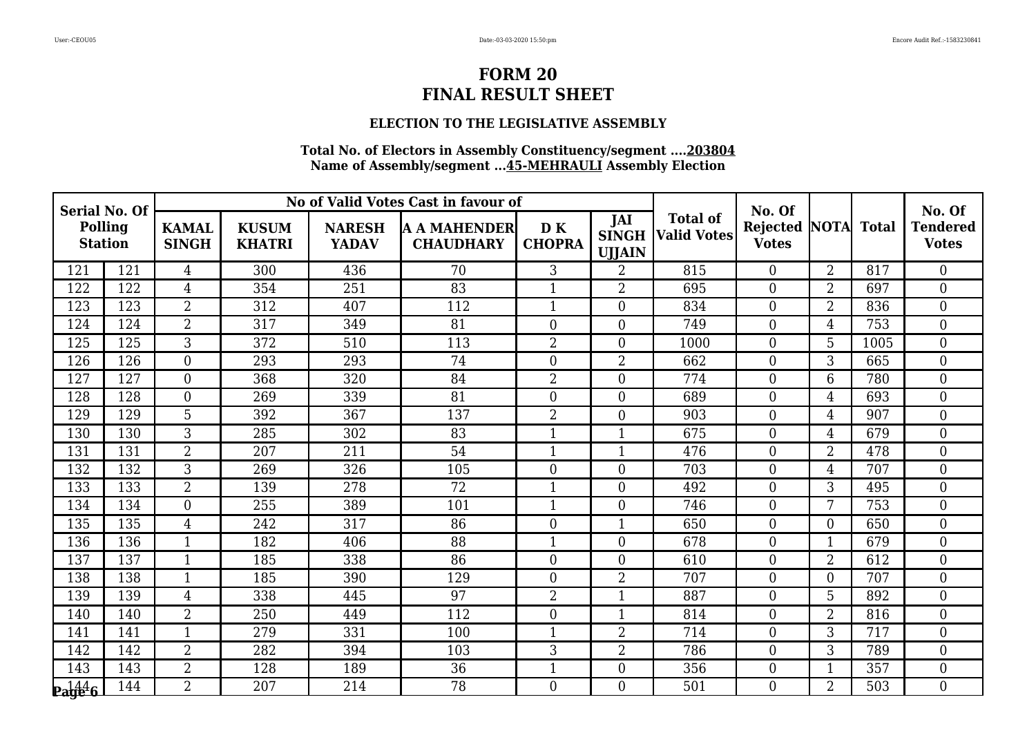# FORM 20
# FINAL RESULT SHEET

### ELECTION TO THE LEGISLATIVE ASSEMBLY

**Total No. of Electors in Assembly Constituency/segment ....203804**
**Name of Assembly/segment ...45-MEHRAULI Assembly Election**

| Serial No. Of Polling Station | | No of Valid Votes Cast in favour of | | | | | | Total of Valid Votes | No. Of Rejected Votes | NOTA | Total | No. Of Tendered Votes |
|---|---|---|---|---|---|---|---|---|---|---|---|---|
| | | KAMAL SINGH | KUSUM KHATRI | NARESH YADAV | A A MAHENDER CHAUDHARY | D K CHOPRA | JAI SINGH UJJAIN | | | | | |
| 121 | 121 | 4 | 300 | 436 | 70 | 3 | 2 | 815 | 0 | 2 | 817 | 0 |
| 122 | 122 | 4 | 354 | 251 | 83 | 1 | 2 | 695 | 0 | 2 | 697 | 0 |
| 123 | 123 | 2 | 312 | 407 | 112 | 1 | 0 | 834 | 0 | 2 | 836 | 0 |
| 124 | 124 | 2 | 317 | 349 | 81 | 0 | 0 | 749 | 0 | 4 | 753 | 0 |
| 125 | 125 | 3 | 372 | 510 | 113 | 2 | 0 | 1000 | 0 | 5 | 1005 | 0 |
| 126 | 126 | 0 | 293 | 293 | 74 | 0 | 2 | 662 | 0 | 3 | 665 | 0 |
| 127 | 127 | 0 | 368 | 320 | 84 | 2 | 0 | 774 | 0 | 6 | 780 | 0 |
| 128 | 128 | 0 | 269 | 339 | 81 | 0 | 0 | 689 | 0 | 4 | 693 | 0 |
| 129 | 129 | 5 | 392 | 367 | 137 | 2 | 0 | 903 | 0 | 4 | 907 | 0 |
| 130 | 130 | 3 | 285 | 302 | 83 | 1 | 1 | 675 | 0 | 4 | 679 | 0 |
| 131 | 131 | 2 | 207 | 211 | 54 | 1 | 1 | 476 | 0 | 2 | 478 | 0 |
| 132 | 132 | 3 | 269 | 326 | 105 | 0 | 0 | 703 | 0 | 4 | 707 | 0 |
| 133 | 133 | 2 | 139 | 278 | 72 | 1 | 0 | 492 | 0 | 3 | 495 | 0 |
| 134 | 134 | 0 | 255 | 389 | 101 | 1 | 0 | 746 | 0 | 7 | 753 | 0 |
| 135 | 135 | 4 | 242 | 317 | 86 | 0 | 1 | 650 | 0 | 0 | 650 | 0 |
| 136 | 136 | 1 | 182 | 406 | 88 | 1 | 0 | 678 | 0 | 1 | 679 | 0 |
| 137 | 137 | 1 | 185 | 338 | 86 | 0 | 0 | 610 | 0 | 2 | 612 | 0 |
| 138 | 138 | 1 | 185 | 390 | 129 | 0 | 2 | 707 | 0 | 0 | 707 | 0 |
| 139 | 139 | 4 | 338 | 445 | 97 | 2 | 1 | 887 | 0 | 5 | 892 | 0 |
| 140 | 140 | 2 | 250 | 449 | 112 | 0 | 1 | 814 | 0 | 2 | 816 | 0 |
| 141 | 141 | 1 | 279 | 331 | 100 | 1 | 2 | 714 | 0 | 3 | 717 | 0 |
| 142 | 142 | 2 | 282 | 394 | 103 | 3 | 2 | 786 | 0 | 3 | 789 | 0 |
| 143 | 143 | 2 | 128 | 189 | 36 | 1 | 0 | 356 | 0 | 1 | 357 | 0 |
| 144 | 144 | 2 | 207 | 214 | 78 | 0 | 0 | 501 | 0 | 2 | 503 | 0 |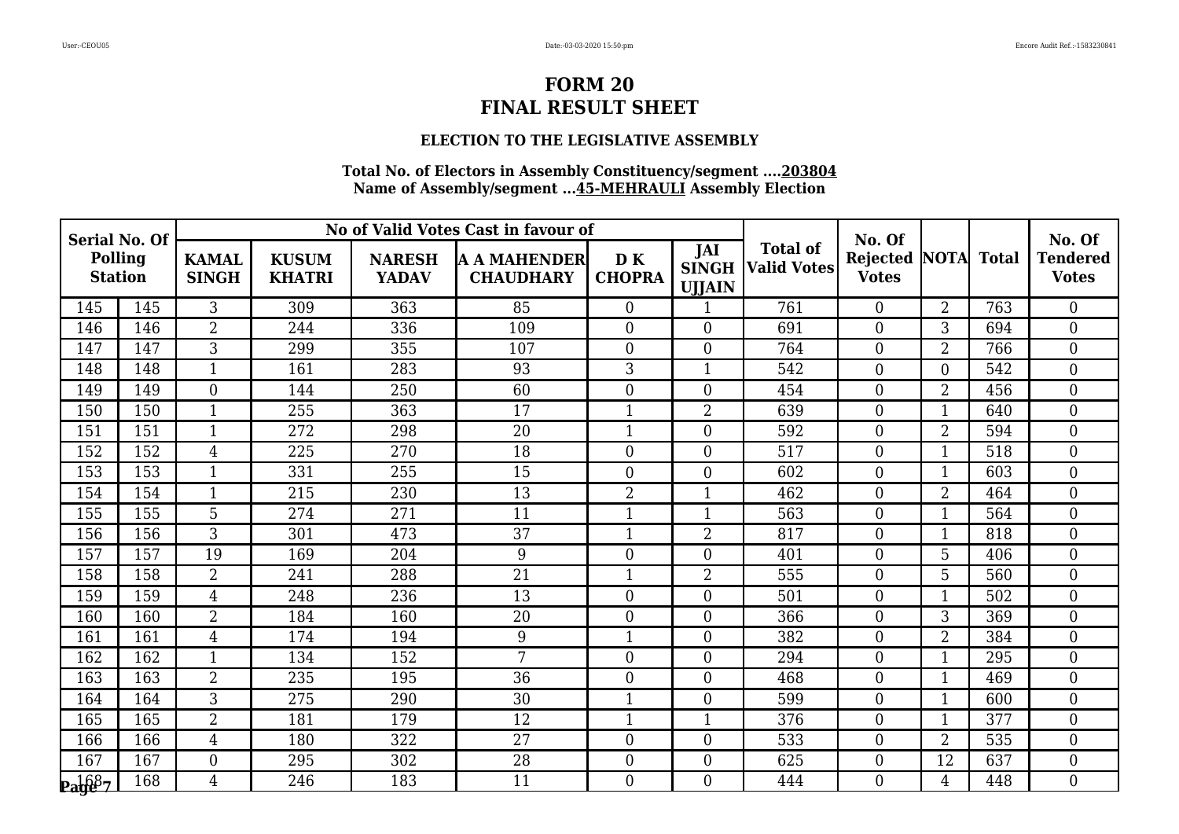# FORM 20
# FINAL RESULT SHEET

### ELECTION TO THE LEGISLATIVE ASSEMBLY

**Total No. of Electors in Assembly Constituency/segment ....203804**
**Name of Assembly/segment ...45-MEHRAULI Assembly Election**

| Serial No. Of Polling Station | | No of Valid Votes Cast in favour of | | | | | | Total of Valid Votes | No. Of Rejected Votes | NOTA | Total | No. Of Tendered Votes |
|---|---|---|---|---|---|---|---|---|---|---|---|---|
| | | KAMAL SINGH | KUSUM KHATRI | NARESH YADAV | A A MAHENDER CHAUDHARY | D K CHOPRA | JAI SINGH UJJAIN | | | | | |
| 145 | 145 | 3 | 309 | 363 | 85 | 0 | 1 | 761 | 0 | 2 | 763 | 0 |
| 146 | 146 | 2 | 244 | 336 | 109 | 0 | 0 | 691 | 0 | 3 | 694 | 0 |
| 147 | 147 | 3 | 299 | 355 | 107 | 0 | 0 | 764 | 0 | 2 | 766 | 0 |
| 148 | 148 | 1 | 161 | 283 | 93 | 3 | 1 | 542 | 0 | 0 | 542 | 0 |
| 149 | 149 | 0 | 144 | 250 | 60 | 0 | 0 | 454 | 0 | 2 | 456 | 0 |
| 150 | 150 | 1 | 255 | 363 | 17 | 1 | 2 | 639 | 0 | 1 | 640 | 0 |
| 151 | 151 | 1 | 272 | 298 | 20 | 1 | 0 | 592 | 0 | 2 | 594 | 0 |
| 152 | 152 | 4 | 225 | 270 | 18 | 0 | 0 | 517 | 0 | 1 | 518 | 0 |
| 153 | 153 | 1 | 331 | 255 | 15 | 0 | 0 | 602 | 0 | 1 | 603 | 0 |
| 154 | 154 | 1 | 215 | 230 | 13 | 2 | 1 | 462 | 0 | 2 | 464 | 0 |
| 155 | 155 | 5 | 274 | 271 | 11 | 1 | 1 | 563 | 0 | 1 | 564 | 0 |
| 156 | 156 | 3 | 301 | 473 | 37 | 1 | 2 | 817 | 0 | 1 | 818 | 0 |
| 157 | 157 | 19 | 169 | 204 | 9 | 0 | 0 | 401 | 0 | 5 | 406 | 0 |
| 158 | 158 | 2 | 241 | 288 | 21 | 1 | 2 | 555 | 0 | 5 | 560 | 0 |
| 159 | 159 | 4 | 248 | 236 | 13 | 0 | 0 | 501 | 0 | 1 | 502 | 0 |
| 160 | 160 | 2 | 184 | 160 | 20 | 0 | 0 | 366 | 0 | 3 | 369 | 0 |
| 161 | 161 | 4 | 174 | 194 | 9 | 1 | 0 | 382 | 0 | 2 | 384 | 0 |
| 162 | 162 | 1 | 134 | 152 | 7 | 0 | 0 | 294 | 0 | 1 | 295 | 0 |
| 163 | 163 | 2 | 235 | 195 | 36 | 0 | 0 | 468 | 0 | 1 | 469 | 0 |
| 164 | 164 | 3 | 275 | 290 | 30 | 1 | 0 | 599 | 0 | 1 | 600 | 0 |
| 165 | 165 | 2 | 181 | 179 | 12 | 1 | 1 | 376 | 0 | 1 | 377 | 0 |
| 166 | 166 | 4 | 180 | 322 | 27 | 0 | 0 | 533 | 0 | 2 | 535 | 0 |
| 167 | 167 | 0 | 295 | 302 | 28 | 0 | 0 | 625 | 0 | 12 | 637 | 0 |
| 168 | 168 | 4 | 246 | 183 | 11 | 0 | 0 | 444 | 0 | 4 | 448 | 0 |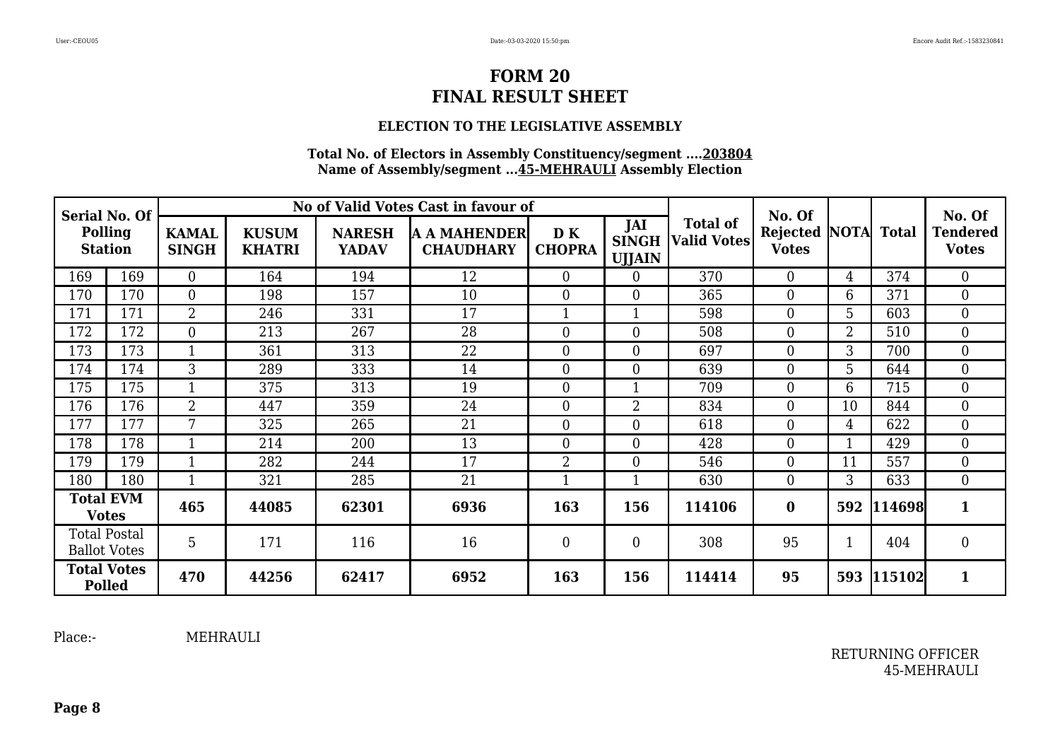# FORM 20
# FINAL RESULT SHEET

### ELECTION TO THE LEGISLATIVE ASSEMBLY

**Total No. of Electors in Assembly Constituency/segment ....203804**
**Name of Assembly/segment ...45-MEHRAULI Assembly Election**

| Serial No. Of Polling Station | | No of Valid Votes Cast in favour of | | | | | | Total of Valid Votes | No. Of Rejected Votes | NOTA | Total | No. Of Tendered Votes |
|---|---|---|---|---|---|---|---|---|---|---|---|---|
| | | KAMAL SINGH | KUSUM KHATRI | NARESH YADAV | A A MAHENDER CHAUDHARY | D K CHOPRA | JAI SINGH UJJAIN | | | | | |
| 169 | 169 | 0 | 164 | 194 | 12 | 0 | 0 | 370 | 0 | 4 | 374 | 0 |
| 170 | 170 | 0 | 198 | 157 | 10 | 0 | 0 | 365 | 0 | 6 | 371 | 0 |
| 171 | 171 | 2 | 246 | 331 | 17 | 1 | 1 | 598 | 0 | 5 | 603 | 0 |
| 172 | 172 | 0 | 213 | 267 | 28 | 0 | 0 | 508 | 0 | 2 | 510 | 0 |
| 173 | 173 | 1 | 361 | 313 | 22 | 0 | 0 | 697 | 0 | 3 | 700 | 0 |
| 174 | 174 | 3 | 289 | 333 | 14 | 0 | 0 | 639 | 0 | 5 | 644 | 0 |
| 175 | 175 | 1 | 375 | 313 | 19 | 0 | 1 | 709 | 0 | 6 | 715 | 0 |
| 176 | 176 | 2 | 447 | 359 | 24 | 0 | 2 | 834 | 0 | 10 | 844 | 0 |
| 177 | 177 | 7 | 325 | 265 | 21 | 0 | 0 | 618 | 0 | 4 | 622 | 0 |
| 178 | 178 | 1 | 214 | 200 | 13 | 0 | 0 | 428 | 0 | 1 | 429 | 0 |
| 179 | 179 | 1 | 282 | 244 | 17 | 2 | 0 | 546 | 0 | 11 | 557 | 0 |
| 180 | 180 | 1 | 321 | 285 | 21 | 1 | 1 | 630 | 0 | 3 | 633 | 0 |
| **Total EVM Votes** | | **465** | **44085** | **62301** | **6936** | **163** | **156** | **114106** | **0** | **592** | **114698** | **1** |
| Total Postal Ballot Votes | | 5 | 171 | 116 | 16 | 0 | 0 | 308 | 95 | 1 | 404 | 0 |
| **Total Votes Polled** | | **470** | **44256** | **62417** | **6952** | **163** | **156** | **114414** | **95** | **593** | **115102** | **1** |

Place:- MEHRAULI

RETURNING OFFICER
45-MEHRAULI